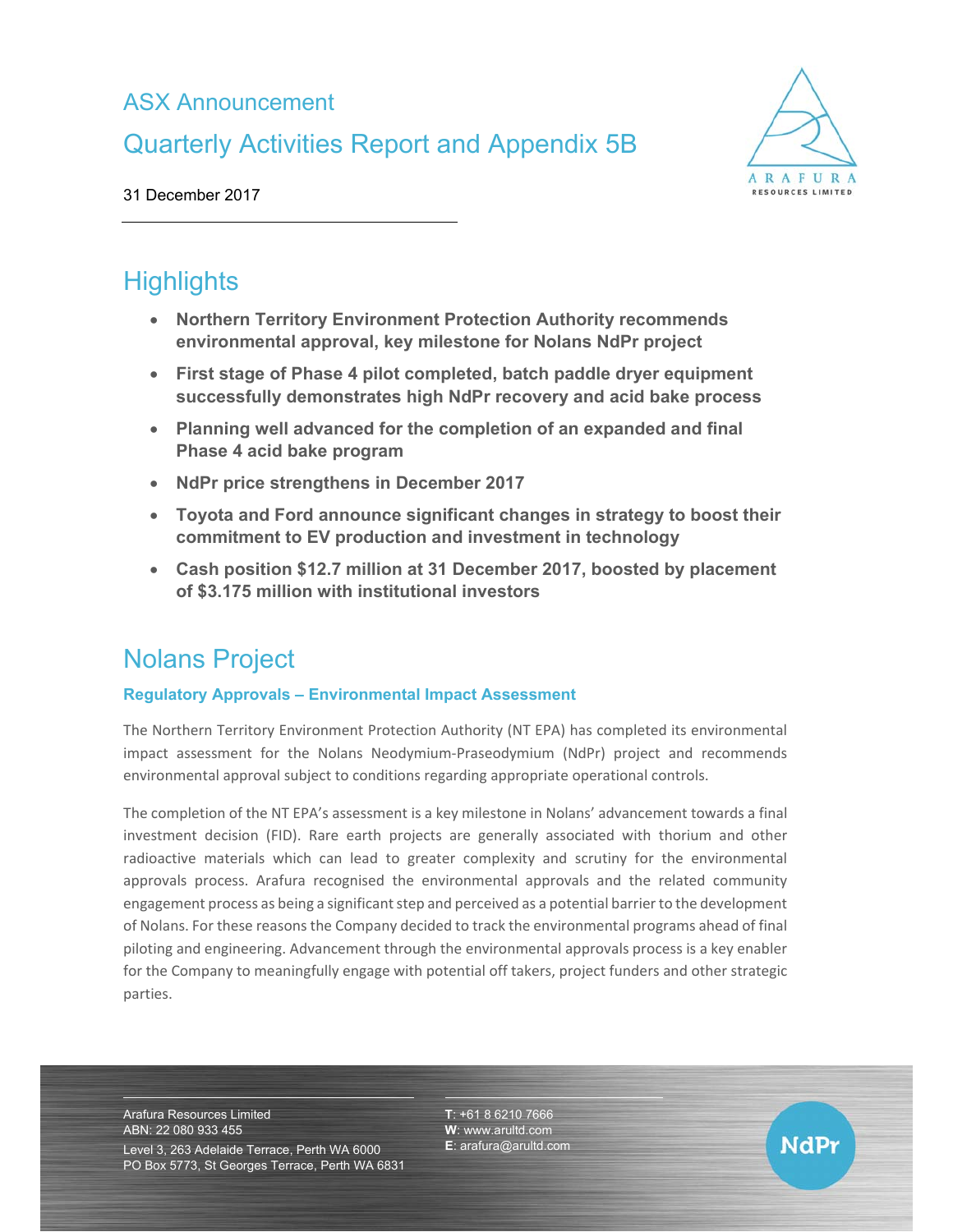# ASX Announcement

# Quarterly Activities Report and Appendix 5B

31 December 2017

## Highlights

- **Northern Territory Environment Protection Authority recommends environmental approval, key milestone for Nolans NdPr project**
- **First stage of Phase 4 pilot completed, batch paddle dryer equipment successfully demonstrates high NdPr recovery and acid bake process**
- **Planning well advanced for the completion of an expanded and final Phase 4 acid bake program**
- **NdPr price strengthens in December 2017**
- **Toyota and Ford announce significant changes in strategy to boost their commitment to EV production and investment in technology**
- **Cash position $12.7 million at 31 December 2017, boosted by placement of $3.175 million with institutional investors**

## Nolans Project

### Regulatory Approvals – Environmental Impact Assessment

The Northern Territory Environment Protection Authority (NT EPA) has completed its environmental impact assessment for the Nolans Neodymium-Praseodymium (NdPr) project and recommends environmental approval subject to conditions regarding appropriate operational controls.

The completion of the NT EPA's assessment is a key milestone in Nolans' advancement towards a final investment decision (FID). Rare earth projects are generally associated with thorium and other radioactive materials which can lead to greater complexity and scrutiny for the environmental approvals process. Arafura recognised the environmental approvals and the related community engagement process as being a significant step and perceived as a potential barrier to the development of Nolans. For these reasons the Company decided to track the environmental programs ahead of final piloting and engineering. Advancement through the environmental approvals process is a key enabler for the Company to meaningfully engage with potential off takers, project funders and other strategic parties.

Arafura Resources Limited
ABN: 22 080 933 455
Level 3, 263 Adelaide Terrace, Perth WA 6000
PO Box 5773, St Georges Terrace, Perth WA 6831

**T**: +61 8 6210 7666
**W**: www.arultd.com
**E**: arafura@arultd.com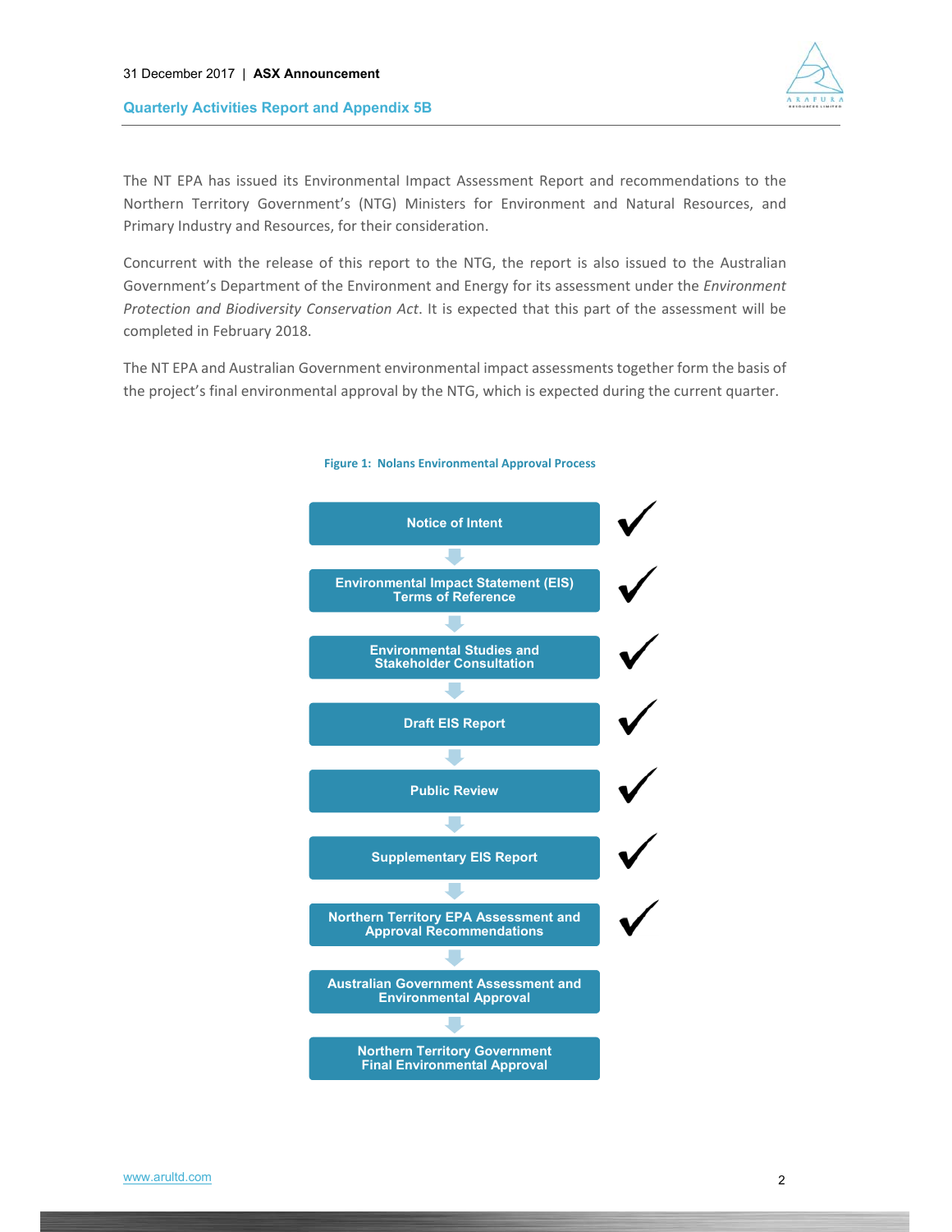The NT EPA has issued its Environmental Impact Assessment Report and recommendations to the Northern Territory Government's (NTG) Ministers for Environment and Natural Resources, and Primary Industry and Resources, for their consideration.

Concurrent with the release of this report to the NTG, the report is also issued to the Australian Government's Department of the Environment and Energy for its assessment under the *Environment Protection and Biodiversity Conservation Act*. It is expected that this part of the assessment will be completed in February 2018.

The NT EPA and Australian Government environmental impact assessments together form the basis of the project's final environmental approval by the NTG, which is expected during the current quarter.

**Figure 1: Nolans Environmental Approval Process**

| Step | Status |
|---|---|
| Notice of Intent | ✓ |
| Environmental Impact Statement (EIS) Terms of Reference | ✓ |
| Environmental Studies and Stakeholder Consultation | ✓ |
| Draft EIS Report | ✓ |
| Public Review | ✓ |
| Supplementary EIS Report | ✓ |
| Northern Territory EPA Assessment and Approval Recommendations | ✓ |
| Australian Government Assessment and Environmental Approval | |
| Northern Territory Government Final Environmental Approval | |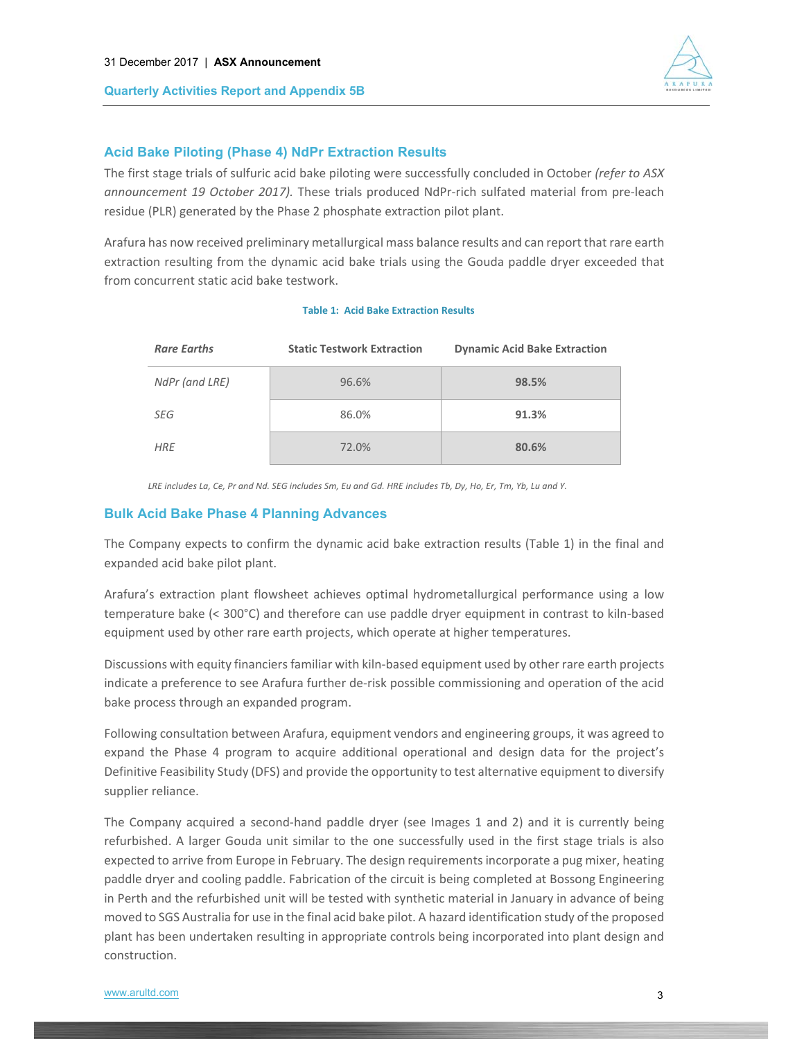## Acid Bake Piloting (Phase 4) NdPr Extraction Results

The first stage trials of sulfuric acid bake piloting were successfully concluded in October *(refer to ASX announcement 19 October 2017)*. These trials produced NdPr-rich sulfated material from pre-leach residue (PLR) generated by the Phase 2 phosphate extraction pilot plant.

Arafura has now received preliminary metallurgical mass balance results and can report that rare earth extraction resulting from the dynamic acid bake trials using the Gouda paddle dryer exceeded that from concurrent static acid bake testwork.

**Table 1: Acid Bake Extraction Results**

| *Rare Earths* | Static Testwork Extraction | Dynamic Acid Bake Extraction |
|---|---|---|
| *NdPr (and LRE)* | 96.6% | **98.5%** |
| *SEG* | 86.0% | **91.3%** |
| *HRE* | 72.0% | **80.6%** |

*LRE includes La, Ce, Pr and Nd. SEG includes Sm, Eu and Gd. HRE includes Tb, Dy, Ho, Er, Tm, Yb, Lu and Y.*

## Bulk Acid Bake Phase 4 Planning Advances

The Company expects to confirm the dynamic acid bake extraction results (Table 1) in the final and expanded acid bake pilot plant.

Arafura's extraction plant flowsheet achieves optimal hydrometallurgical performance using a low temperature bake (< 300°C) and therefore can use paddle dryer equipment in contrast to kiln-based equipment used by other rare earth projects, which operate at higher temperatures.

Discussions with equity financiers familiar with kiln-based equipment used by other rare earth projects indicate a preference to see Arafura further de-risk possible commissioning and operation of the acid bake process through an expanded program.

Following consultation between Arafura, equipment vendors and engineering groups, it was agreed to expand the Phase 4 program to acquire additional operational and design data for the project's Definitive Feasibility Study (DFS) and provide the opportunity to test alternative equipment to diversify supplier reliance.

The Company acquired a second-hand paddle dryer (see Images 1 and 2) and it is currently being refurbished. A larger Gouda unit similar to the one successfully used in the first stage trials is also expected to arrive from Europe in February. The design requirements incorporate a pug mixer, heating paddle dryer and cooling paddle. Fabrication of the circuit is being completed at Bossong Engineering in Perth and the refurbished unit will be tested with synthetic material in January in advance of being moved to SGS Australia for use in the final acid bake pilot. A hazard identification study of the proposed plant has been undertaken resulting in appropriate controls being incorporated into plant design and construction.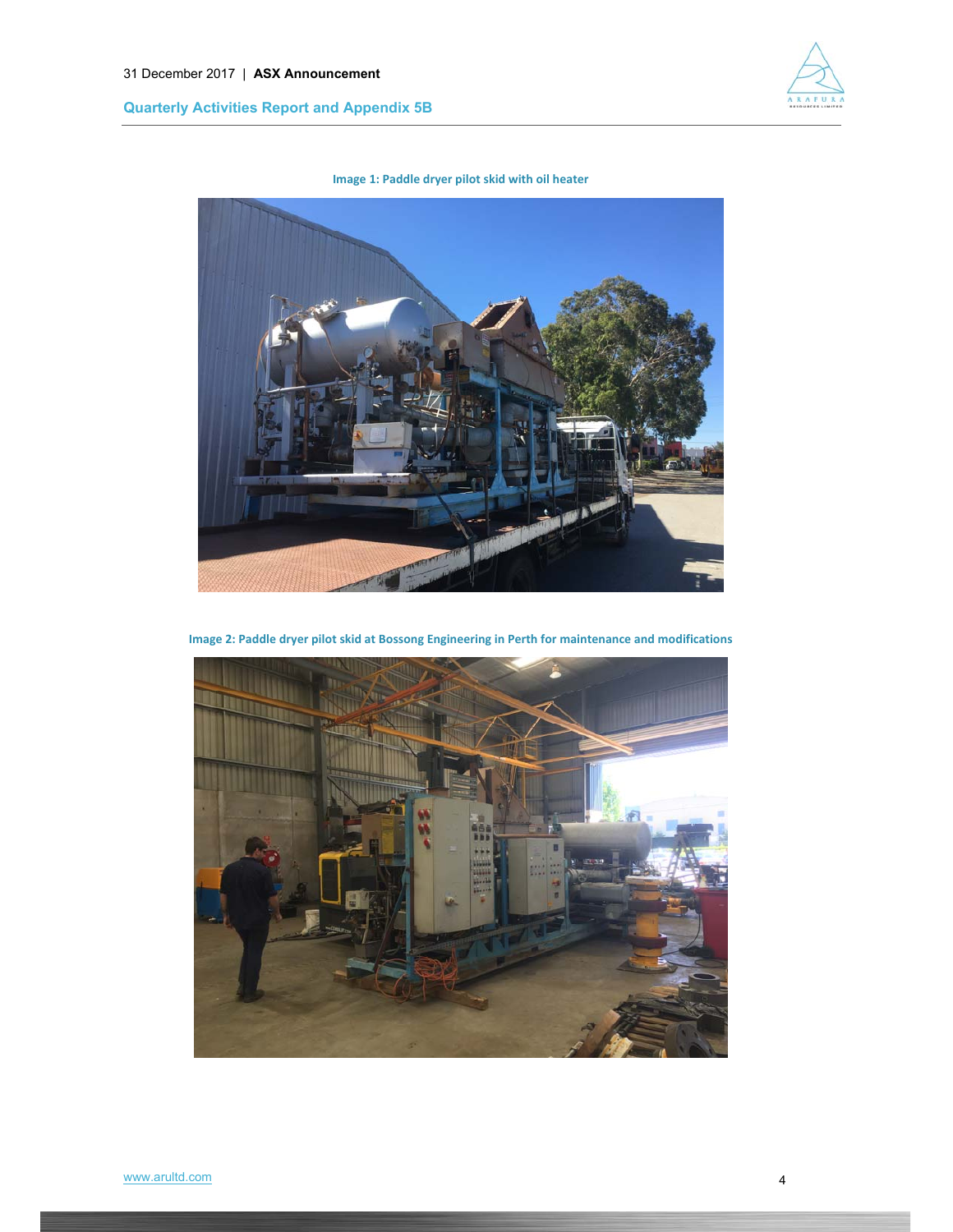Image 1: Paddle dryer pilot skid with oil heater

Image 2: Paddle dryer pilot skid at Bossong Engineering in Perth for maintenance and modifications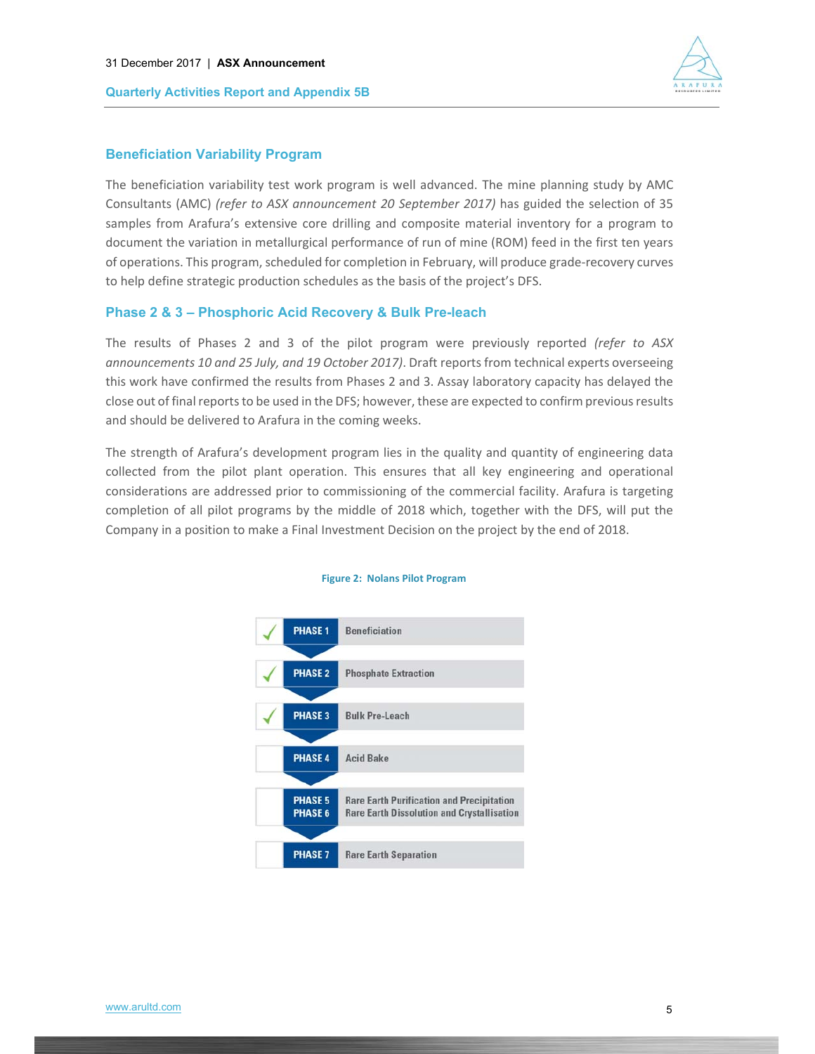## Beneficiation Variability Program

The beneficiation variability test work program is well advanced. The mine planning study by AMC Consultants (AMC) *(refer to ASX announcement 20 September 2017)* has guided the selection of 35 samples from Arafura's extensive core drilling and composite material inventory for a program to document the variation in metallurgical performance of run of mine (ROM) feed in the first ten years of operations. This program, scheduled for completion in February, will produce grade-recovery curves to help define strategic production schedules as the basis of the project's DFS.

## Phase 2 & 3 – Phosphoric Acid Recovery & Bulk Pre-leach

The results of Phases 2 and 3 of the pilot program were previously reported *(refer to ASX announcements 10 and 25 July, and 19 October 2017)*. Draft reports from technical experts overseeing this work have confirmed the results from Phases 2 and 3. Assay laboratory capacity has delayed the close out of final reports to be used in the DFS; however, these are expected to confirm previous results and should be delivered to Arafura in the coming weeks.

The strength of Arafura's development program lies in the quality and quantity of engineering data collected from the pilot plant operation. This ensures that all key engineering and operational considerations are addressed prior to commissioning of the commercial facility. Arafura is targeting completion of all pilot programs by the middle of 2018 which, together with the DFS, will put the Company in a position to make a Final Investment Decision on the project by the end of 2018.

**Figure 2: Nolans Pilot Program**

| Status | Phase | Description |
| --- | --- | --- |
| ✓ | PHASE 1 | Beneficiation |
| ✓ | PHASE 2 | Phosphate Extraction |
| ✓ | PHASE 3 | Bulk Pre-Leach |
| | PHASE 4 | Acid Bake |
| | PHASE 5<br>PHASE 6 | Rare Earth Purification and Precipitation<br>Rare Earth Dissolution and Crystallisation |
| | PHASE 7 | Rare Earth Separation |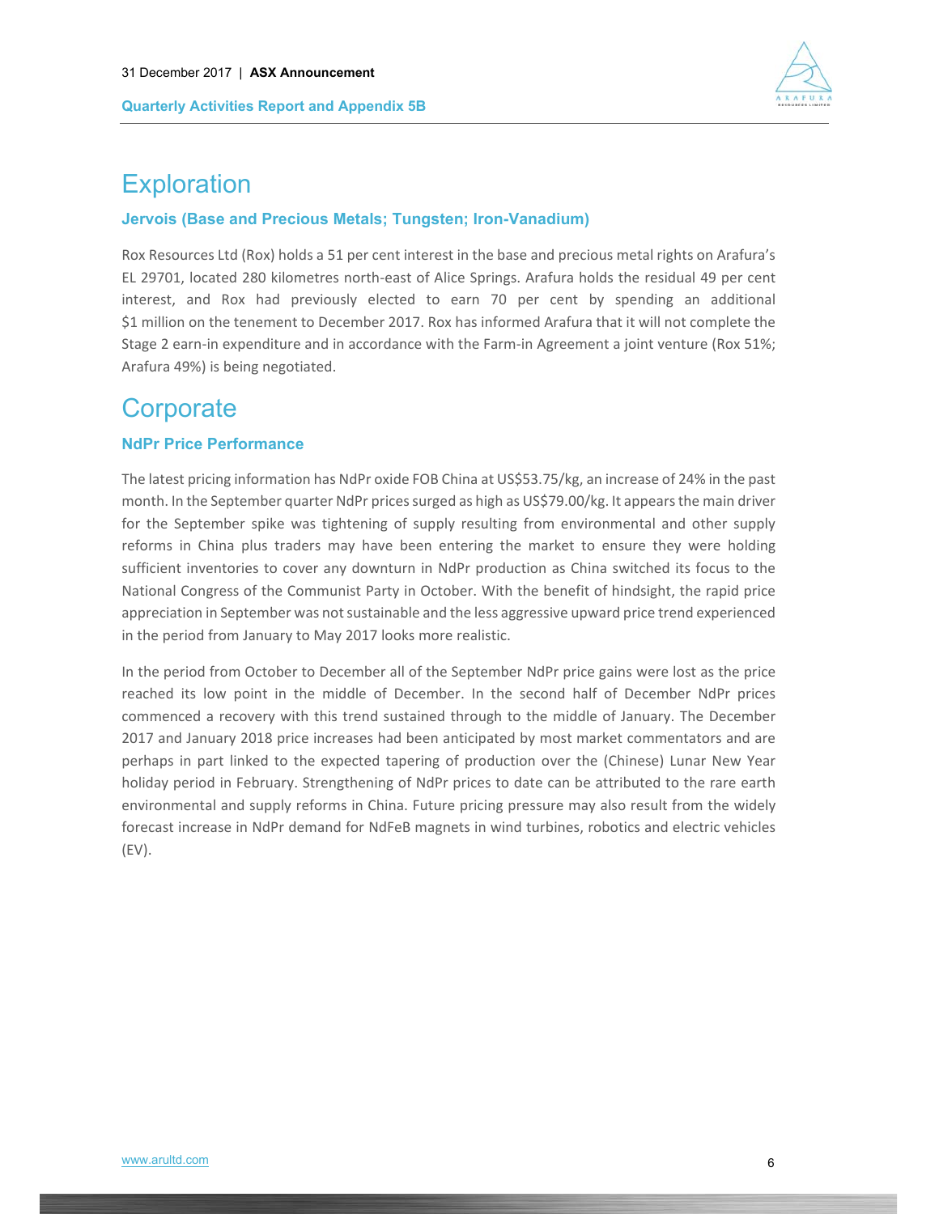# Exploration

### Jervois (Base and Precious Metals; Tungsten; Iron-Vanadium)

Rox Resources Ltd (Rox) holds a 51 per cent interest in the base and precious metal rights on Arafura's EL 29701, located 280 kilometres north-east of Alice Springs. Arafura holds the residual 49 per cent interest, and Rox had previously elected to earn 70 per cent by spending an additional $1 million on the tenement to December 2017. Rox has informed Arafura that it will not complete the Stage 2 earn-in expenditure and in accordance with the Farm-in Agreement a joint venture (Rox 51%; Arafura 49%) is being negotiated.

# Corporate

### NdPr Price Performance

The latest pricing information has NdPr oxide FOB China at US$53.75/kg, an increase of 24% in the past month. In the September quarter NdPr prices surged as high as US$79.00/kg. It appears the main driver for the September spike was tightening of supply resulting from environmental and other supply reforms in China plus traders may have been entering the market to ensure they were holding sufficient inventories to cover any downturn in NdPr production as China switched its focus to the National Congress of the Communist Party in October. With the benefit of hindsight, the rapid price appreciation in September was not sustainable and the less aggressive upward price trend experienced in the period from January to May 2017 looks more realistic.

In the period from October to December all of the September NdPr price gains were lost as the price reached its low point in the middle of December. In the second half of December NdPr prices commenced a recovery with this trend sustained through to the middle of January. The December 2017 and January 2018 price increases had been anticipated by most market commentators and are perhaps in part linked to the expected tapering of production over the (Chinese) Lunar New Year holiday period in February. Strengthening of NdPr prices to date can be attributed to the rare earth environmental and supply reforms in China. Future pricing pressure may also result from the widely forecast increase in NdPr demand for NdFeB magnets in wind turbines, robotics and electric vehicles (EV).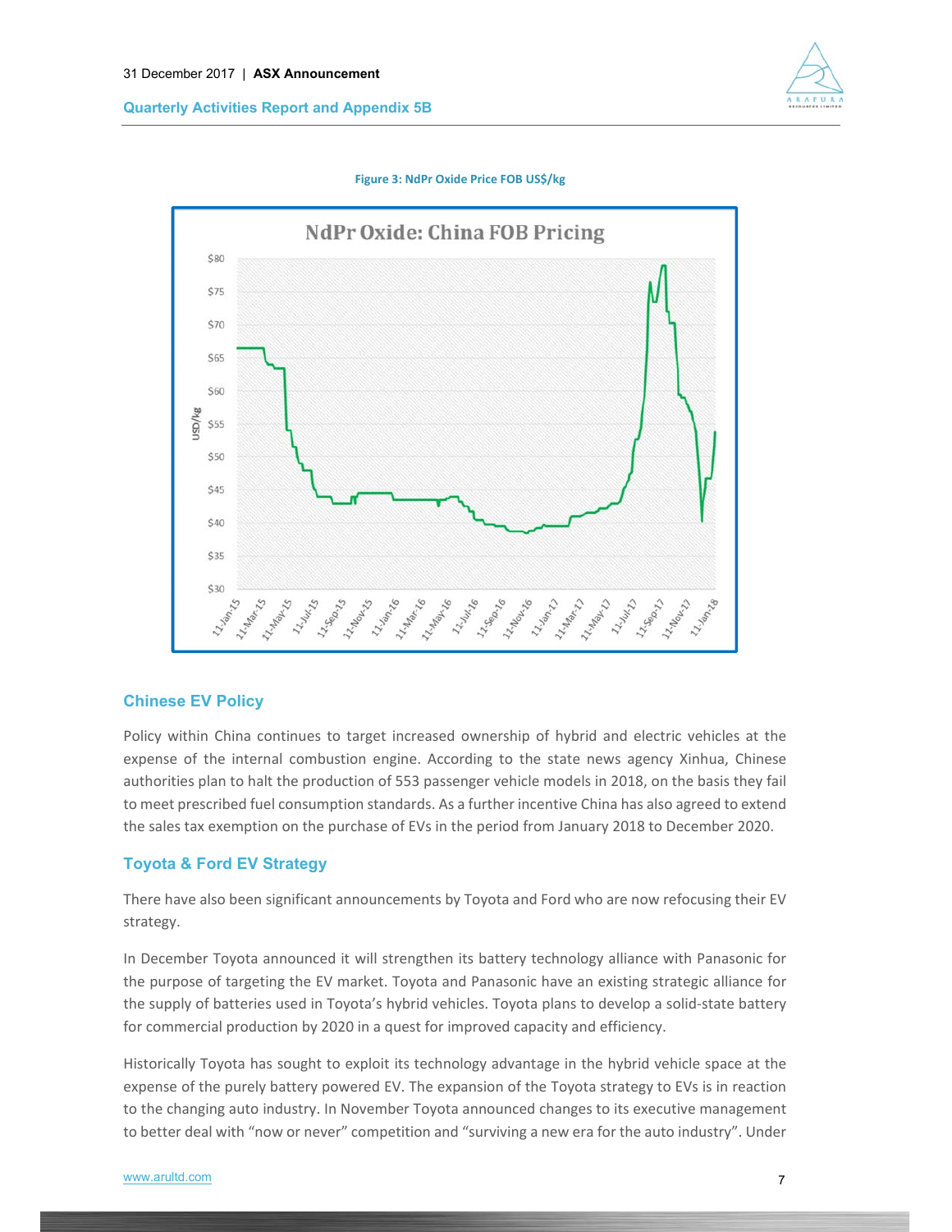Figure 3: NdPr Oxide Price FOB US$/kg

## Chinese EV Policy

Policy within China continues to target increased ownership of hybrid and electric vehicles at the expense of the internal combustion engine. According to the state news agency Xinhua, Chinese authorities plan to halt the production of 553 passenger vehicle models in 2018, on the basis they fail to meet prescribed fuel consumption standards. As a further incentive China has also agreed to extend the sales tax exemption on the purchase of EVs in the period from January 2018 to December 2020.

## Toyota & Ford EV Strategy

There have also been significant announcements by Toyota and Ford who are now refocusing their EV strategy.

In December Toyota announced it will strengthen its battery technology alliance with Panasonic for the purpose of targeting the EV market. Toyota and Panasonic have an existing strategic alliance for the supply of batteries used in Toyota's hybrid vehicles. Toyota plans to develop a solid-state battery for commercial production by 2020 in a quest for improved capacity and efficiency.

Historically Toyota has sought to exploit its technology advantage in the hybrid vehicle space at the expense of the purely battery powered EV. The expansion of the Toyota strategy to EVs is in reaction to the changing auto industry. In November Toyota announced changes to its executive management to better deal with "now or never" competition and "surviving a new era for the auto industry". Under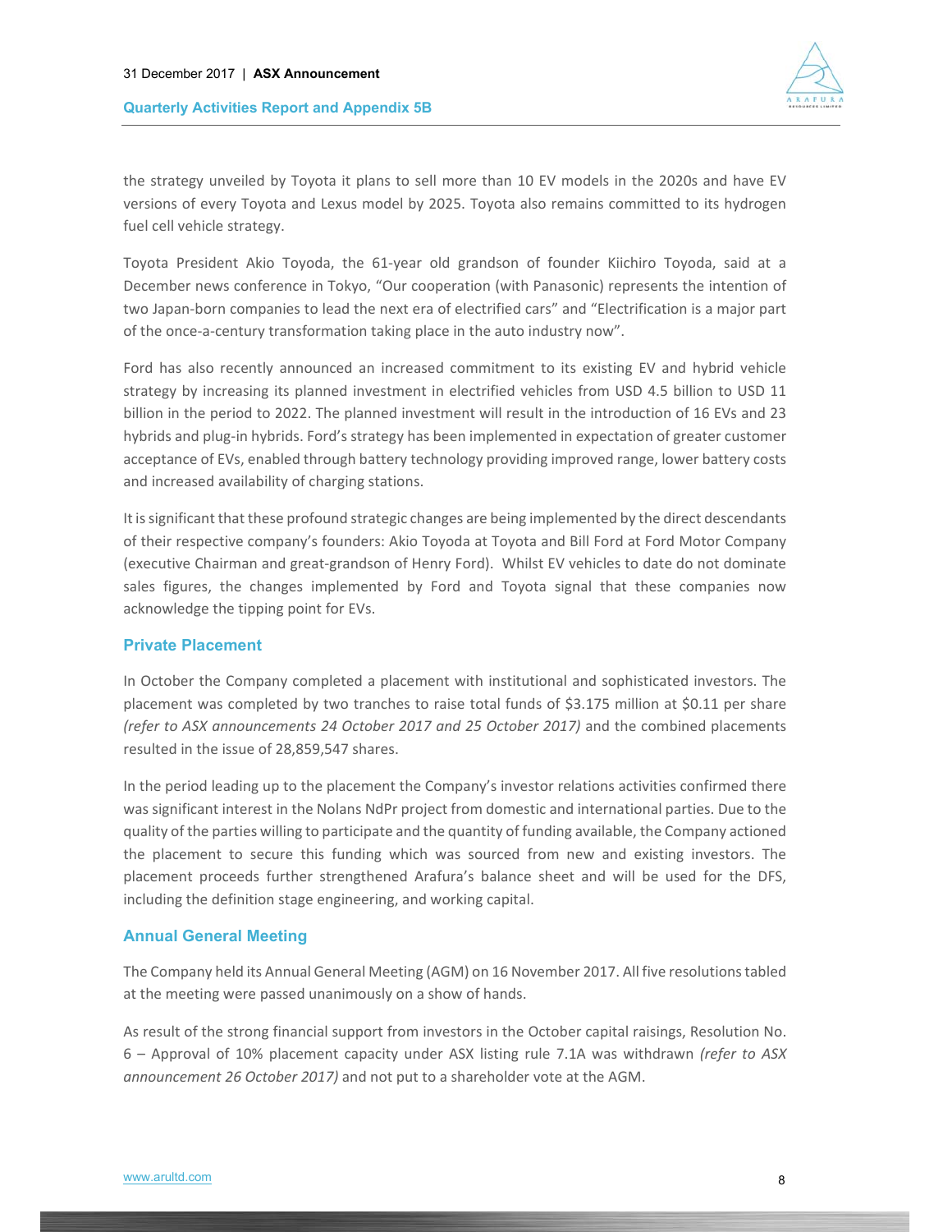the strategy unveiled by Toyota it plans to sell more than 10 EV models in the 2020s and have EV versions of every Toyota and Lexus model by 2025. Toyota also remains committed to its hydrogen fuel cell vehicle strategy.

Toyota President Akio Toyoda, the 61-year old grandson of founder Kiichiro Toyoda, said at a December news conference in Tokyo, "Our cooperation (with Panasonic) represents the intention of two Japan-born companies to lead the next era of electrified cars" and "Electrification is a major part of the once-a-century transformation taking place in the auto industry now".

Ford has also recently announced an increased commitment to its existing EV and hybrid vehicle strategy by increasing its planned investment in electrified vehicles from USD 4.5 billion to USD 11 billion in the period to 2022. The planned investment will result in the introduction of 16 EVs and 23 hybrids and plug-in hybrids. Ford's strategy has been implemented in expectation of greater customer acceptance of EVs, enabled through battery technology providing improved range, lower battery costs and increased availability of charging stations.

It is significant that these profound strategic changes are being implemented by the direct descendants of their respective company's founders: Akio Toyoda at Toyota and Bill Ford at Ford Motor Company (executive Chairman and great-grandson of Henry Ford). Whilst EV vehicles to date do not dominate sales figures, the changes implemented by Ford and Toyota signal that these companies now acknowledge the tipping point for EVs.

## Private Placement

In October the Company completed a placement with institutional and sophisticated investors. The placement was completed by two tranches to raise total funds of $3.175 million at $0.11 per share *(refer to ASX announcements 24 October 2017 and 25 October 2017)* and the combined placements resulted in the issue of 28,859,547 shares.

In the period leading up to the placement the Company's investor relations activities confirmed there was significant interest in the Nolans NdPr project from domestic and international parties. Due to the quality of the parties willing to participate and the quantity of funding available, the Company actioned the placement to secure this funding which was sourced from new and existing investors. The placement proceeds further strengthened Arafura's balance sheet and will be used for the DFS, including the definition stage engineering, and working capital.

## Annual General Meeting

The Company held its Annual General Meeting (AGM) on 16 November 2017. All five resolutions tabled at the meeting were passed unanimously on a show of hands.

As result of the strong financial support from investors in the October capital raisings, Resolution No. 6 – Approval of 10% placement capacity under ASX listing rule 7.1A was withdrawn *(refer to ASX announcement 26 October 2017)* and not put to a shareholder vote at the AGM.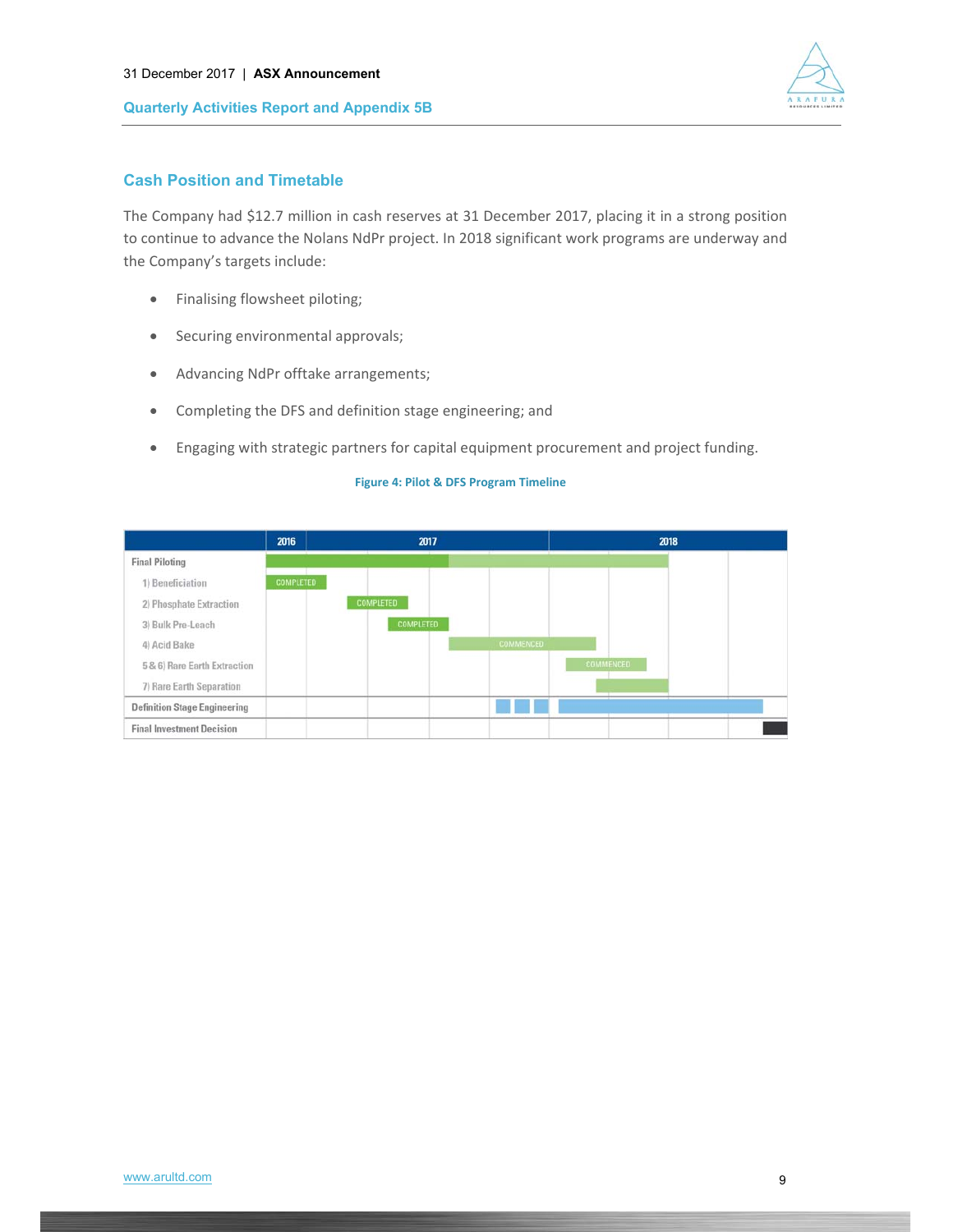## Cash Position and Timetable

The Company had $12.7 million in cash reserves at 31 December 2017, placing it in a strong position to continue to advance the Nolans NdPr project. In 2018 significant work programs are underway and the Company's targets include:

- Finalising flowsheet piloting;
- Securing environmental approvals;
- Advancing NdPr offtake arrangements;
- Completing the DFS and definition stage engineering; and
- Engaging with strategic partners for capital equipment procurement and project funding.

**Figure 4: Pilot & DFS Program Timeline**

| | 2016 | 2017 | 2018 |
|---|---|---|---|
| Final Piloting | | | |
| 1) Beneficiation | COMPLETED | | |
| 2) Phosphate Extraction | | COMPLETED | |
| 3) Bulk Pre-Leach | | COMPLETED | |
| 4) Acid Bake | | COMMENCED | |
| 5 & 6) Rare Earth Extraction | | | COMMENCED |
| 7) Rare Earth Separation | | | |
| Definition Stage Engineering | | | |
| Final Investment Decision | | | |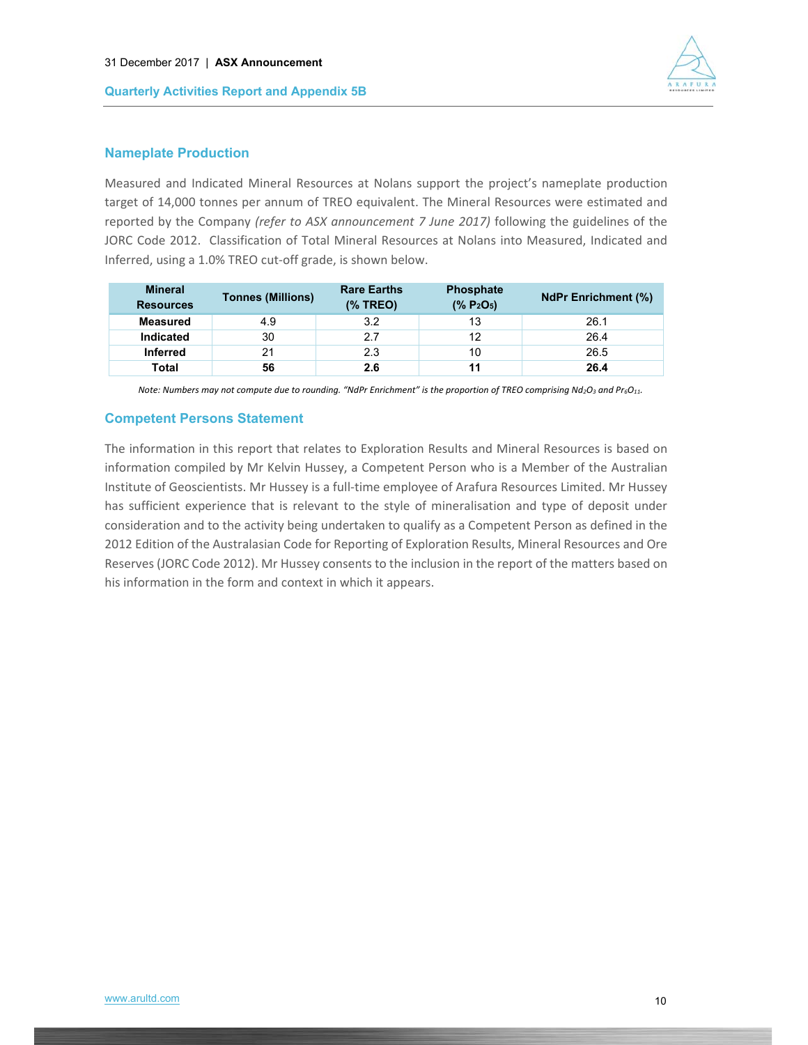## Nameplate Production

Measured and Indicated Mineral Resources at Nolans support the project's nameplate production target of 14,000 tonnes per annum of TREO equivalent. The Mineral Resources were estimated and reported by the Company *(refer to ASX announcement 7 June 2017)* following the guidelines of the JORC Code 2012. Classification of Total Mineral Resources at Nolans into Measured, Indicated and Inferred, using a 1.0% TREO cut-off grade, is shown below.

| Mineral Resources | Tonnes (Millions) | Rare Earths (% TREO) | Phosphate (% $P_2O_5$) | NdPr Enrichment (%) |
|---|---|---|---|---|
| **Measured** | 4.9 | 3.2 | 13 | 26.1 |
| **Indicated** | 30 | 2.7 | 12 | 26.4 |
| **Inferred** | 21 | 2.3 | 10 | 26.5 |
| **Total** | **56** | **2.6** | **11** | **26.4** |

*Note: Numbers may not compute due to rounding. "NdPr Enrichment" is the proportion of TREO comprising $Nd_2O_3$ and $Pr_6O_{11}$.*

## Competent Persons Statement

The information in this report that relates to Exploration Results and Mineral Resources is based on information compiled by Mr Kelvin Hussey, a Competent Person who is a Member of the Australian Institute of Geoscientists. Mr Hussey is a full-time employee of Arafura Resources Limited. Mr Hussey has sufficient experience that is relevant to the style of mineralisation and type of deposit under consideration and to the activity being undertaken to qualify as a Competent Person as defined in the 2012 Edition of the Australasian Code for Reporting of Exploration Results, Mineral Resources and Ore Reserves (JORC Code 2012). Mr Hussey consents to the inclusion in the report of the matters based on his information in the form and context in which it appears.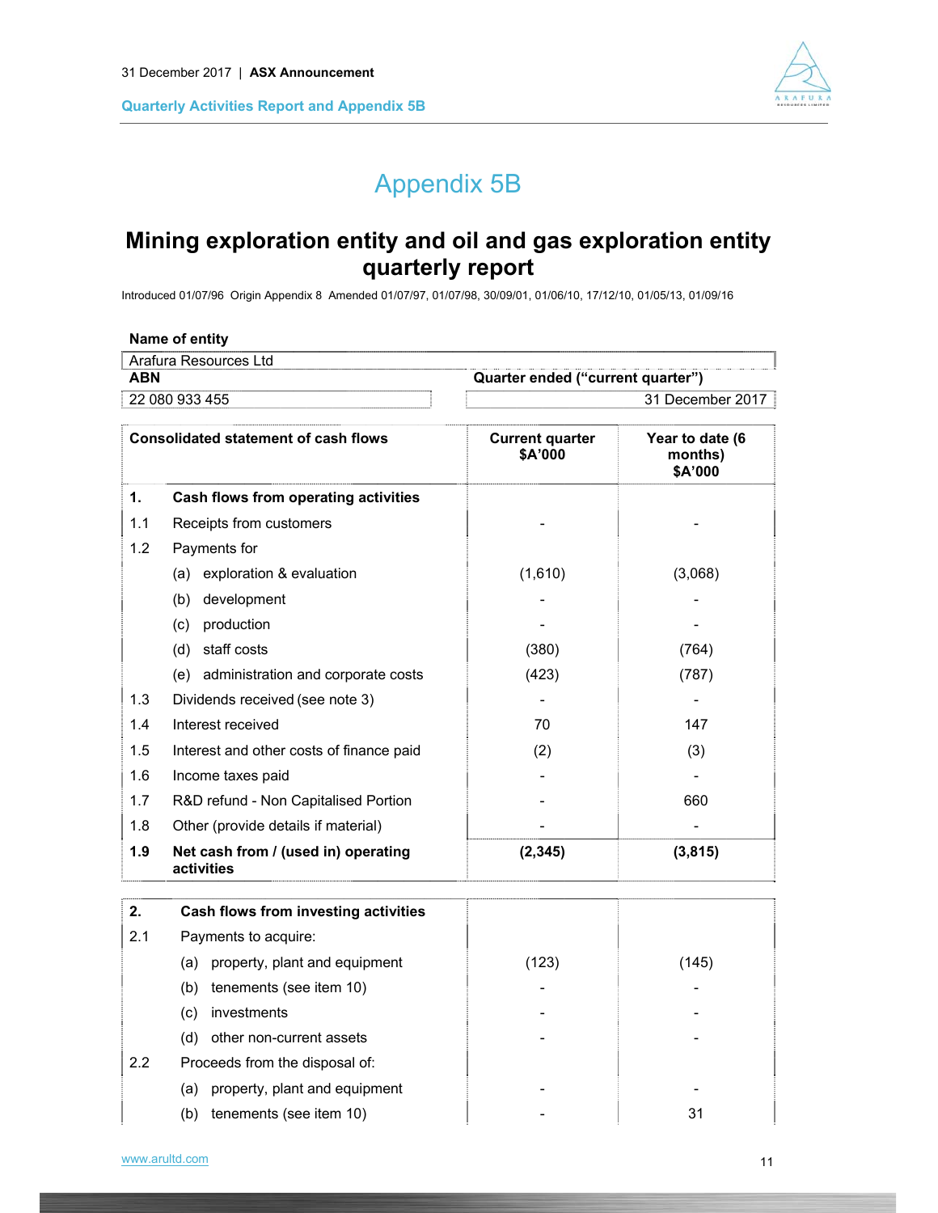# Appendix 5B

## Mining exploration entity and oil and gas exploration entity quarterly report

Introduced 01/07/96 Origin Appendix 8 Amended 01/07/97, 01/07/98, 30/09/01, 01/06/10, 17/12/10, 01/05/13, 01/09/16

| Name of entity | |
|---|---|
| Arafura Resources Ltd | |
| **ABN** | **Quarter ended ("current quarter")** |
| 22 080 933 455 | 31 December 2017 |

| | Consolidated statement of cash flows | Current quarter $A'000 | Year to date (6 months) $A'000 |
|---|---|---|---|
| **1.** | **Cash flows from operating activities** | | |
| 1.1 | Receipts from customers | - | - |
| 1.2 | Payments for | | |
| | (a) exploration & evaluation | (1,610) | (3,068) |
| | (b) development | - | - |
| | (c) production | - | - |
| | (d) staff costs | (380) | (764) |
| | (e) administration and corporate costs | (423) | (787) |
| 1.3 | Dividends received (see note 3) | - | - |
| 1.4 | Interest received | 70 | 147 |
| 1.5 | Interest and other costs of finance paid | (2) | (3) |
| 1.6 | Income taxes paid | - | - |
| 1.7 | R&D refund - Non Capitalised Portion | - | 660 |
| 1.8 | Other (provide details if material) | - | - |
| **1.9** | **Net cash from / (used in) operating activities** | **(2,345)** | **(3,815)** |
| **2.** | **Cash flows from investing activities** | | |
| 2.1 | Payments to acquire: | | |
| | (a) property, plant and equipment | (123) | (145) |
| | (b) tenements (see item 10) | - | - |
| | (c) investments | - | - |
| | (d) other non-current assets | - | - |
| 2.2 | Proceeds from the disposal of: | | |
| | (a) property, plant and equipment | - | - |
| | (b) tenements (see item 10) | - | 31 |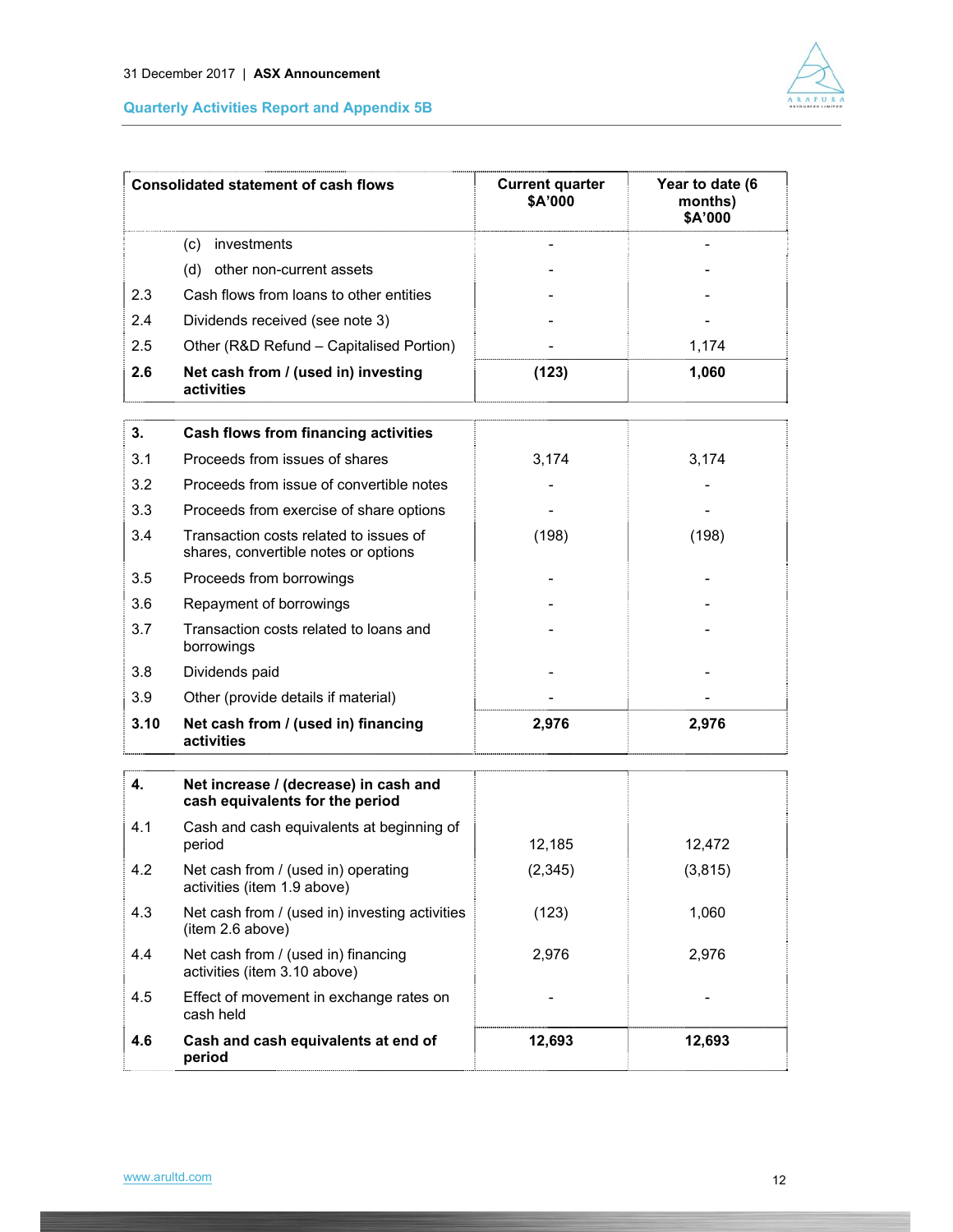| Consolidated statement of cash flows | | Current quarter $A'000 | Year to date (6 months) $A'000 |
|---|---|---|---|
| | (c) investments | - | - |
| | (d) other non-current assets | - | - |
| 2.3 | Cash flows from loans to other entities | - | - |
| 2.4 | Dividends received (see note 3) | - | - |
| 2.5 | Other (R&D Refund – Capitalised Portion) | - | 1,174 |
| **2.6** | **Net cash from / (used in) investing activities** | **(123)** | **1,060** |

| | | | |
|---|---|---|---|
| **3.** | **Cash flows from financing activities** | | |
| 3.1 | Proceeds from issues of shares | 3,174 | 3,174 |
| 3.2 | Proceeds from issue of convertible notes | - | - |
| 3.3 | Proceeds from exercise of share options | - | - |
| 3.4 | Transaction costs related to issues of shares, convertible notes or options | (198) | (198) |
| 3.5 | Proceeds from borrowings | - | - |
| 3.6 | Repayment of borrowings | - | - |
| 3.7 | Transaction costs related to loans and borrowings | - | - |
| 3.8 | Dividends paid | - | - |
| 3.9 | Other (provide details if material) | - | - |
| **3.10** | **Net cash from / (used in) financing activities** | **2,976** | **2,976** |

| | | | |
|---|---|---|---|
| **4.** | **Net increase / (decrease) in cash and cash equivalents for the period** | | |
| 4.1 | Cash and cash equivalents at beginning of period | 12,185 | 12,472 |
| 4.2 | Net cash from / (used in) operating activities (item 1.9 above) | (2,345) | (3,815) |
| 4.3 | Net cash from / (used in) investing activities (item 2.6 above) | (123) | 1,060 |
| 4.4 | Net cash from / (used in) financing activities (item 3.10 above) | 2,976 | 2,976 |
| 4.5 | Effect of movement in exchange rates on cash held | - | - |
| **4.6** | **Cash and cash equivalents at end of period** | **12,693** | **12,693** |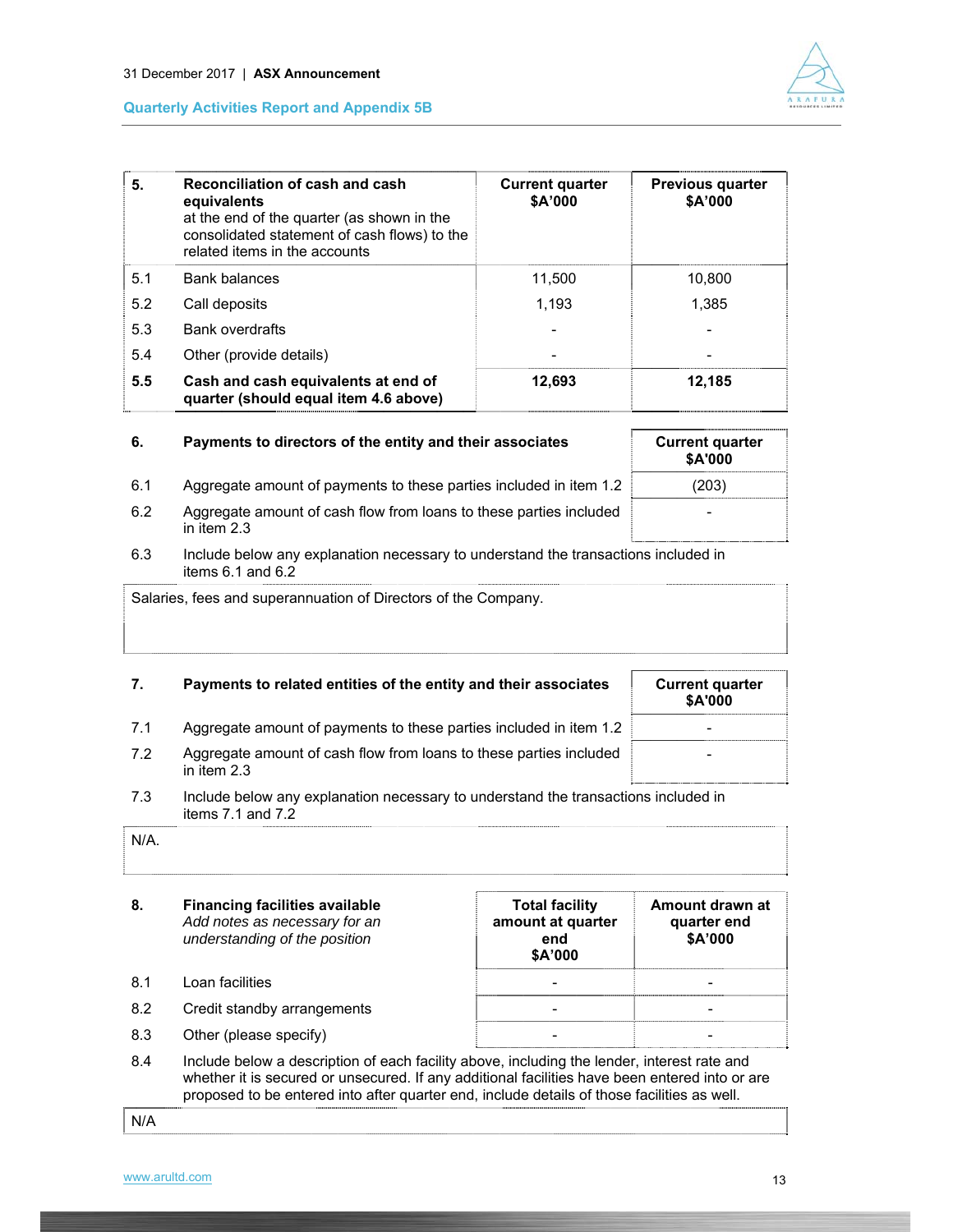| 5. | **Reconciliation of cash and cash equivalents** at the end of the quarter (as shown in the consolidated statement of cash flows) to the related items in the accounts | **Current quarter $A'000** | **Previous quarter $A'000** |
|---|---|---|---|
| 5.1 | Bank balances | 11,500 | 10,800 |
| 5.2 | Call deposits | 1,193 | 1,385 |
| 5.3 | Bank overdrafts | - | - |
| 5.4 | Other (provide details) | - | - |
| **5.5** | **Cash and cash equivalents at end of quarter (should equal item 4.6 above)** | **12,693** | **12,185** |

| 6. | **Payments to directors of the entity and their associates** | **Current quarter $A'000** |
|---|---|---|
| 6.1 | Aggregate amount of payments to these parties included in item 1.2 | (203) |
| 6.2 | Aggregate amount of cash flow from loans to these parties included in item 2.3 | - |

6.3 Include below any explanation necessary to understand the transactions included in items 6.1 and 6.2

Salaries, fees and superannuation of Directors of the Company.

| 7. | **Payments to related entities of the entity and their associates** | **Current quarter $A'000** |
|---|---|---|
| 7.1 | Aggregate amount of payments to these parties included in item 1.2 | - |
| 7.2 | Aggregate amount of cash flow from loans to these parties included in item 2.3 | - |

7.3 Include below any explanation necessary to understand the transactions included in items 7.1 and 7.2

N/A.

| 8. | **Financing facilities available** *Add notes as necessary for an understanding of the position* | **Total facility amount at quarter end $A'000** | **Amount drawn at quarter end $A'000** |
|---|---|---|---|
| 8.1 | Loan facilities | - | - |
| 8.2 | Credit standby arrangements | - | - |
| 8.3 | Other (please specify) | - | - |

8.4 Include below a description of each facility above, including the lender, interest rate and whether it is secured or unsecured. If any additional facilities have been entered into or are proposed to be entered into after quarter end, include details of those facilities as well.

N/A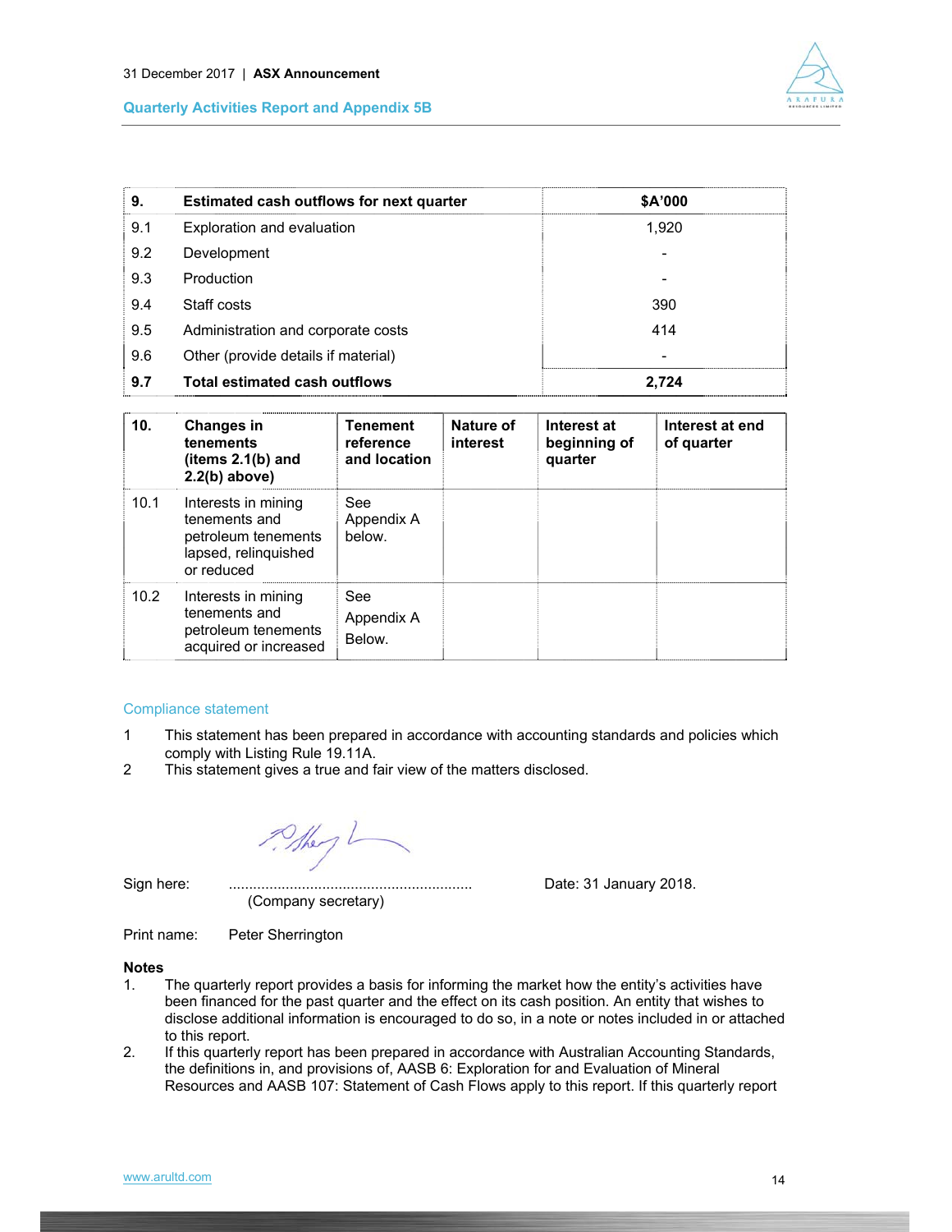| 9. | Estimated cash outflows for next quarter | $A'000 |
|---|---|---|
| 9.1 | Exploration and evaluation | 1,920 |
| 9.2 | Development | - |
| 9.3 | Production | - |
| 9.4 | Staff costs | 390 |
| 9.5 | Administration and corporate costs | 414 |
| 9.6 | Other (provide details if material) | - |
| **9.7** | **Total estimated cash outflows** | **2,724** |

| 10. | Changes in tenements (items 2.1(b) and 2.2(b) above) | Tenement reference and location | Nature of interest | Interest at beginning of quarter | Interest at end of quarter |
|---|---|---|---|---|---|
| 10.1 | Interests in mining tenements and petroleum tenements lapsed, relinquished or reduced | See Appendix A below. | | | |
| 10.2 | Interests in mining tenements and petroleum tenements acquired or increased | See Appendix A Below. | | | |

## Compliance statement

1. This statement has been prepared in accordance with accounting standards and policies which comply with Listing Rule 19.11A.
2. This statement gives a true and fair view of the matters disclosed.

Sign here: ............................................................ (Company secretary)

Date: 31 January 2018.

Print name: Peter Sherrington

**Notes**

1. The quarterly report provides a basis for informing the market how the entity's activities have been financed for the past quarter and the effect on its cash position. An entity that wishes to disclose additional information is encouraged to do so, in a note or notes included in or attached to this report.
2. If this quarterly report has been prepared in accordance with Australian Accounting Standards, the definitions in, and provisions of, AASB 6: Exploration for and Evaluation of Mineral Resources and AASB 107: Statement of Cash Flows apply to this report. If this quarterly report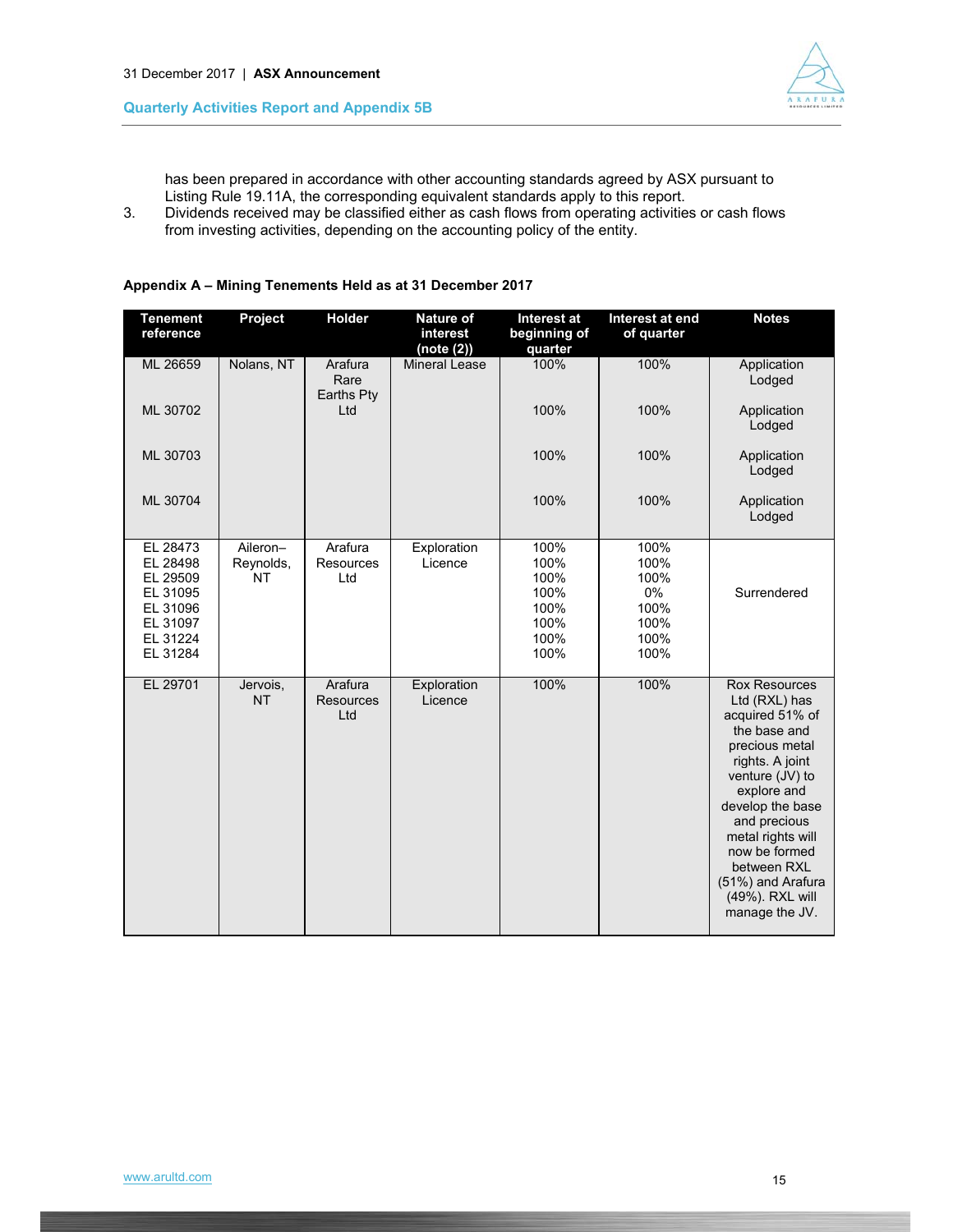has been prepared in accordance with other accounting standards agreed by ASX pursuant to Listing Rule 19.11A, the corresponding equivalent standards apply to this report.

3. Dividends received may be classified either as cash flows from operating activities or cash flows from investing activities, depending on the accounting policy of the entity.

**Appendix A – Mining Tenements Held as at 31 December 2017**

| Tenement reference | Project | Holder | Nature of interest (note (2)) | Interest at beginning of quarter | Interest at end of quarter | Notes |
|---|---|---|---|---|---|---|
| ML 26659 | Nolans, NT | Arafura Rare Earths Pty Ltd | Mineral Lease | 100% | 100% | Application Lodged |
| ML 30702 | | | | 100% | 100% | Application Lodged |
| ML 30703 | | | | 100% | 100% | Application Lodged |
| ML 30704 | | | | 100% | 100% | Application Lodged |
| EL 28473 | Aileron–Reynolds, NT | Arafura Resources Ltd | Exploration Licence | 100% | 100% | |
| EL 28498 | | | | 100% | 100% | |
| EL 29509 | | | | 100% | 100% | |
| EL 31095 | | | | 100% | 0% | Surrendered |
| EL 31096 | | | | 100% | 100% | |
| EL 31097 | | | | 100% | 100% | |
| EL 31224 | | | | 100% | 100% | |
| EL 31284 | | | | 100% | 100% | |
| EL 29701 | Jervois, NT | Arafura Resources Ltd | Exploration Licence | 100% | 100% | Rox Resources Ltd (RXL) has acquired 51% of the base and precious metal rights. A joint venture (JV) to explore and develop the base and precious metal rights will now be formed between RXL (51%) and Arafura (49%). RXL will manage the JV. |